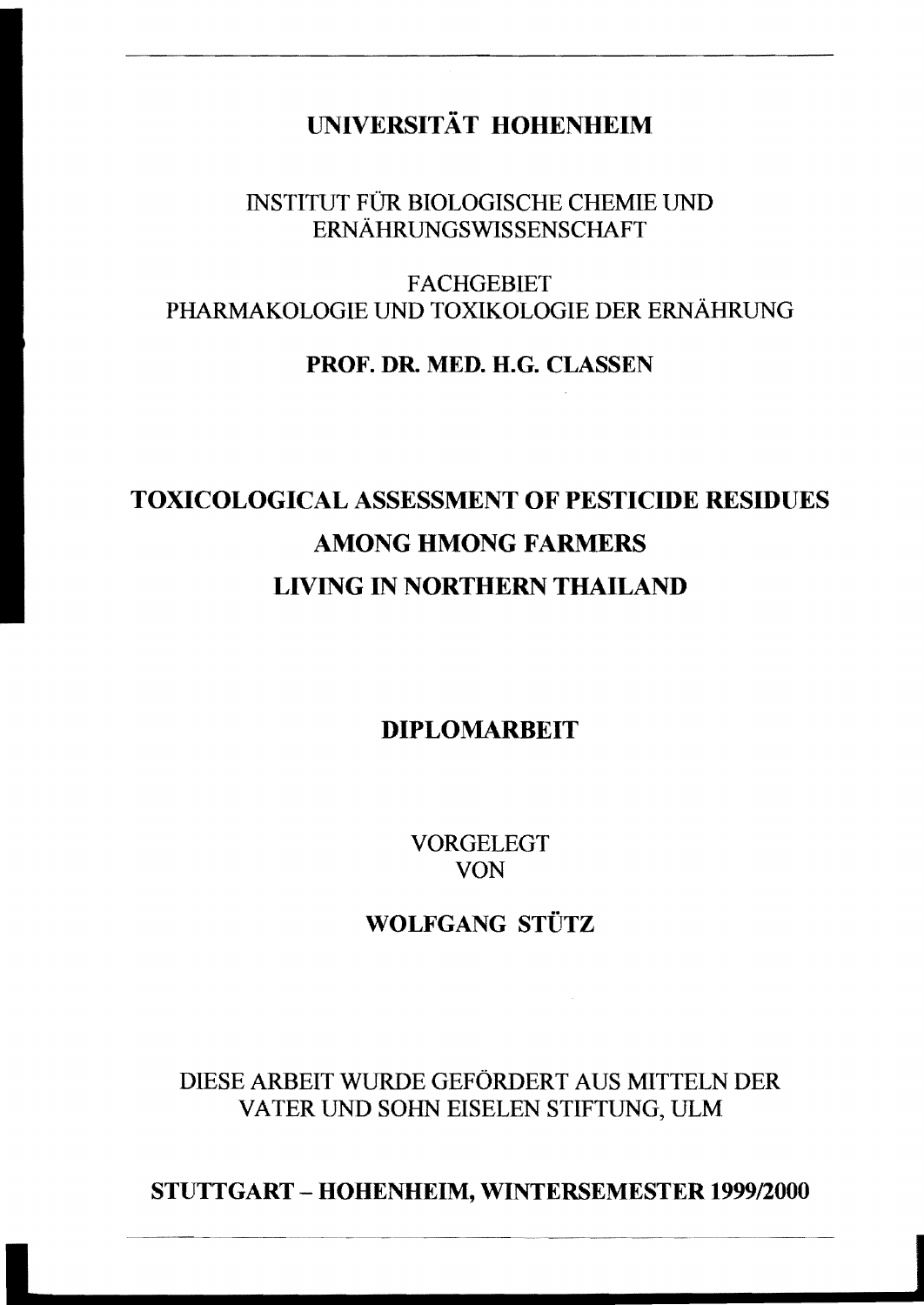**UNIVERSITÄT HOHENHEIM**

INSTITUT FÜR BIOLOGISCHE CHEMIE UND ERNÄHRUNGSWISSENSCHAFT

FACHGEBIET
PHARMAKOLOGIE UND TOXIKOLOGIE DER ERNÄHRUNG

**PROF. DR. MED. H.G. CLASSEN**

# TOXICOLOGICAL ASSESSMENT OF PESTICIDE RESIDUES AMONG HMONG FARMERS LIVING IN NORTHERN THAILAND

**DIPLOMARBEIT**

VORGELEGT
VON

**WOLFGANG STÜTZ**

DIESE ARBEIT WURDE GEFÖRDERT AUS MITTELN DER VATER UND SOHN EISELEN STIFTUNG, ULM

**STUTTGART – HOHENHEIM, WINTERSEMESTER 1999/2000**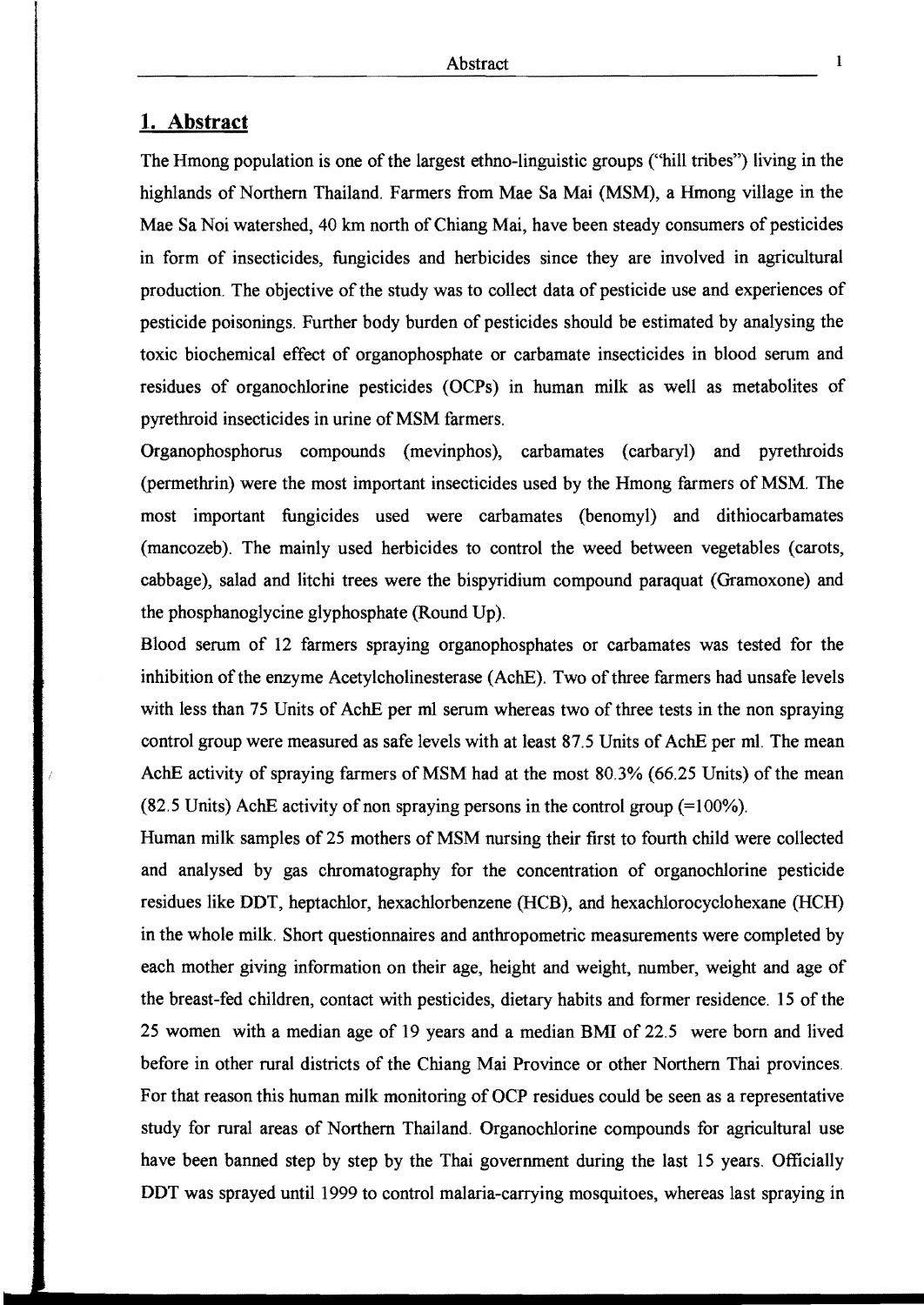## 1. Abstract

The Hmong population is one of the largest ethno-linguistic groups ("hill tribes") living in the highlands of Northern Thailand. Farmers from Mae Sa Mai (MSM), a Hmong village in the Mae Sa Noi watershed, 40 km north of Chiang Mai, have been steady consumers of pesticides in form of insecticides, fungicides and herbicides since they are involved in agricultural production. The objective of the study was to collect data of pesticide use and experiences of pesticide poisonings. Further body burden of pesticides should be estimated by analysing the toxic biochemical effect of organophosphate or carbamate insecticides in blood serum and residues of organochlorine pesticides (OCPs) in human milk as well as metabolites of pyrethroid insecticides in urine of MSM farmers.

Organophosphorus compounds (mevinphos), carbamates (carbaryl) and pyrethroids (permethrin) were the most important insecticides used by the Hmong farmers of MSM. The most important fungicides used were carbamates (benomyl) and dithiocarbamates (mancozeb). The mainly used herbicides to control the weed between vegetables (carots, cabbage), salad and litchi trees were the bispyridium compound paraquat (Gramoxone) and the phosphanoglycine glyphosphate (Round Up).

Blood serum of 12 farmers spraying organophosphates or carbamates was tested for the inhibition of the enzyme Acetylcholinesterase (AchE). Two of three farmers had unsafe levels with less than 75 Units of AchE per ml serum whereas two of three tests in the non spraying control group were measured as safe levels with at least 87.5 Units of AchE per ml. The mean AchE activity of spraying farmers of MSM had at the most 80.3% (66.25 Units) of the mean (82.5 Units) AchE activity of non spraying persons in the control group (=100%).

Human milk samples of 25 mothers of MSM nursing their first to fourth child were collected and analysed by gas chromatography for the concentration of organochlorine pesticide residues like DDT, heptachlor, hexachlorbenzene (HCB), and hexachlorocyclohexane (HCH) in the whole milk. Short questionnaires and anthropometric measurements were completed by each mother giving information on their age, height and weight, number, weight and age of the breast-fed children, contact with pesticides, dietary habits and former residence. 15 of the 25 women with a median age of 19 years and a median BMI of 22.5 were born and lived before in other rural districts of the Chiang Mai Province or other Northern Thai provinces. For that reason this human milk monitoring of OCP residues could be seen as a representative study for rural areas of Northern Thailand. Organochlorine compounds for agricultural use have been banned step by step by the Thai government during the last 15 years. Officially DDT was sprayed until 1999 to control malaria-carrying mosquitoes, whereas last spraying in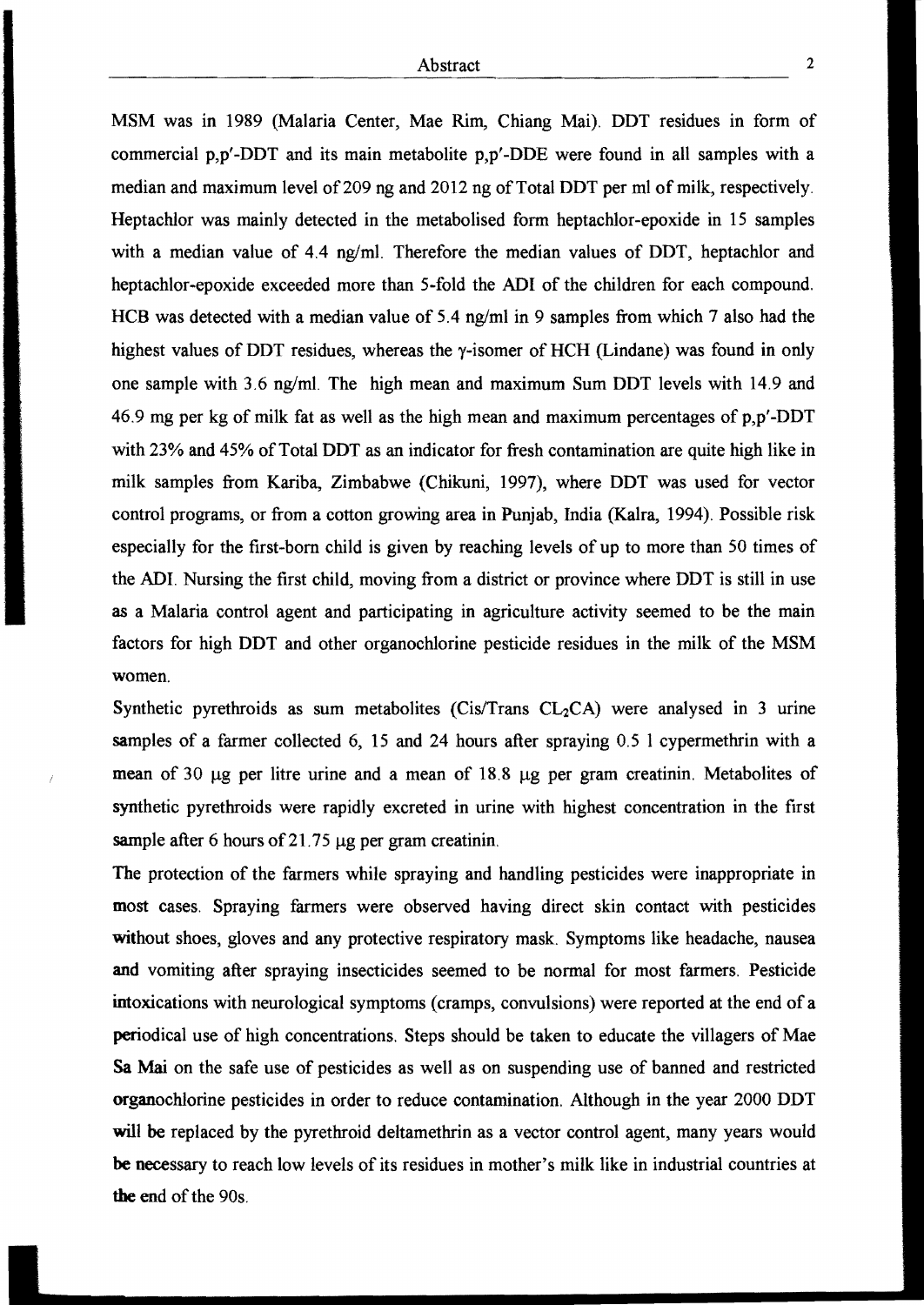MSM was in 1989 (Malaria Center, Mae Rim, Chiang Mai). DDT residues in form of commercial p,p′-DDT and its main metabolite p,p′-DDE were found in all samples with a median and maximum level of 209 ng and 2012 ng of Total DDT per ml of milk, respectively. Heptachlor was mainly detected in the metabolised form heptachlor-epoxide in 15 samples with a median value of 4.4 ng/ml. Therefore the median values of DDT, heptachlor and heptachlor-epoxide exceeded more than 5-fold the ADI of the children for each compound. HCB was detected with a median value of 5.4 ng/ml in 9 samples from which 7 also had the highest values of DDT residues, whereas the γ-isomer of HCH (Lindane) was found in only one sample with 3.6 ng/ml. The high mean and maximum Sum DDT levels with 14.9 and 46.9 mg per kg of milk fat as well as the high mean and maximum percentages of p,p′-DDT with 23% and 45% of Total DDT as an indicator for fresh contamination are quite high like in milk samples from Kariba, Zimbabwe (Chikuni, 1997), where DDT was used for vector control programs, or from a cotton growing area in Punjab, India (Kalra, 1994). Possible risk especially for the first-born child is given by reaching levels of up to more than 50 times of the ADI. Nursing the first child, moving from a district or province where DDT is still in use as a Malaria control agent and participating in agriculture activity seemed to be the main factors for high DDT and other organochlorine pesticide residues in the milk of the MSM women.

Synthetic pyrethroids as sum metabolites (Cis/Trans $CL_2CA$) were analysed in 3 urine samples of a farmer collected 6, 15 and 24 hours after spraying 0.5 l cypermethrin with a mean of 30 µg per litre urine and a mean of 18.8 µg per gram creatinin. Metabolites of synthetic pyrethroids were rapidly excreted in urine with highest concentration in the first sample after 6 hours of 21.75 µg per gram creatinin.

The protection of the farmers while spraying and handling pesticides were inappropriate in most cases. Spraying farmers were observed having direct skin contact with pesticides without shoes, gloves and any protective respiratory mask. Symptoms like headache, nausea and vomiting after spraying insecticides seemed to be normal for most farmers. Pesticide intoxications with neurological symptoms (cramps, convulsions) were reported at the end of a periodical use of high concentrations. Steps should be taken to educate the villagers of Mae Sa Mai on the safe use of pesticides as well as on suspending use of banned and restricted organochlorine pesticides in order to reduce contamination. Although in the year 2000 DDT will be replaced by the pyrethroid deltamethrin as a vector control agent, many years would be necessary to reach low levels of its residues in mother's milk like in industrial countries at the end of the 90s.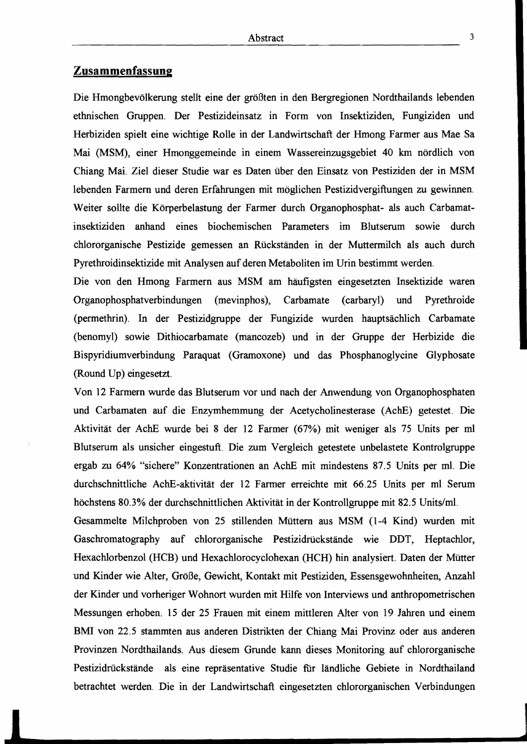## Zusammenfassung

Die Hmongbevölkerung stellt eine der größten in den Bergregionen Nordthailands lebenden ethnischen Gruppen. Der Pestizideinsatz in Form von Insektiziden, Fungiziden und Herbiziden spielt eine wichtige Rolle in der Landwirtschaft der Hmong Farmer aus Mae Sa Mai (MSM), einer Hmonggemeinde in einem Wassereinzugsgebiet 40 km nördlich von Chiang Mai. Ziel dieser Studie war es Daten über den Einsatz von Pestiziden der in MSM lebenden Farmern und deren Erfahrungen mit möglichen Pestizidvergiftungen zu gewinnen. Weiter sollte die Körperbelastung der Farmer durch Organophosphat- als auch Carbamat-insektiziden anhand eines biochemischen Parameters im Blutserum sowie durch chlororganische Pestizide gemessen an Rückständen in der Muttermilch als auch durch Pyrethroidinsektizide mit Analysen auf deren Metaboliten im Urin bestimmt werden.

Die von den Hmong Farmern aus MSM am häufigsten eingesetzten Insektizide waren Organophosphatverbindungen (mevinphos), Carbamate (carbaryl) und Pyrethroide (permethrin). In der Pestizidgruppe der Fungizide wurden hauptsächlich Carbamate (benomyl) sowie Dithiocarbamate (mancozeb) und in der Gruppe der Herbizide die Bispyridiumverbindung Paraquat (Gramoxone) und das Phosphanoglycine Glyphosate (Round Up) eingesetzt.

Von 12 Farmern wurde das Blutserum vor und nach der Anwendung von Organophosphaten und Carbamaten auf die Enzymhemmung der Acetycholinesterase (AchE) getestet. Die Aktivität der AchE wurde bei 8 der 12 Farmer (67%) mit weniger als 75 Units per ml Blutserum als unsicher eingestuft. Die zum Vergleich getestete unbelastete Kontrollgruppe ergab zu 64% "sichere" Konzentrationen an AchE mit mindestens 87.5 Units per ml. Die durchschnittliche AchE-aktivität der 12 Farmer erreichte mit 66.25 Units per ml Serum höchstens 80.3% der durchschnittlichen Aktivität in der Kontrollgruppe mit 82.5 Units/ml.

Gesammelte Milchproben von 25 stillenden Müttern aus MSM (1-4 Kind) wurden mit Gaschromatography auf chlororganische Pestizidrückstände wie DDT, Heptachlor, Hexachlorbenzol (HCB) und Hexachlorocyclohexan (HCH) hin analysiert. Daten der Mütter und Kinder wie Alter, Größe, Gewicht, Kontakt mit Pestiziden, Essensgewohnheiten, Anzahl der Kinder und vorheriger Wohnort wurden mit Hilfe von Interviews und anthropometrischen Messungen erhoben. 15 der 25 Frauen mit einem mittleren Alter von 19 Jahren und einem BMI von 22.5 stammten aus anderen Distrikten der Chiang Mai Provinz oder aus anderen Provinzen Nordthailands. Aus diesem Grunde kann dieses Monitoring auf chlororganische Pestizidrückstände als eine repräsentative Studie für ländliche Gebiete in Nordthailand betrachtet werden. Die in der Landwirtschaft eingesetzten chlororganischen Verbindungen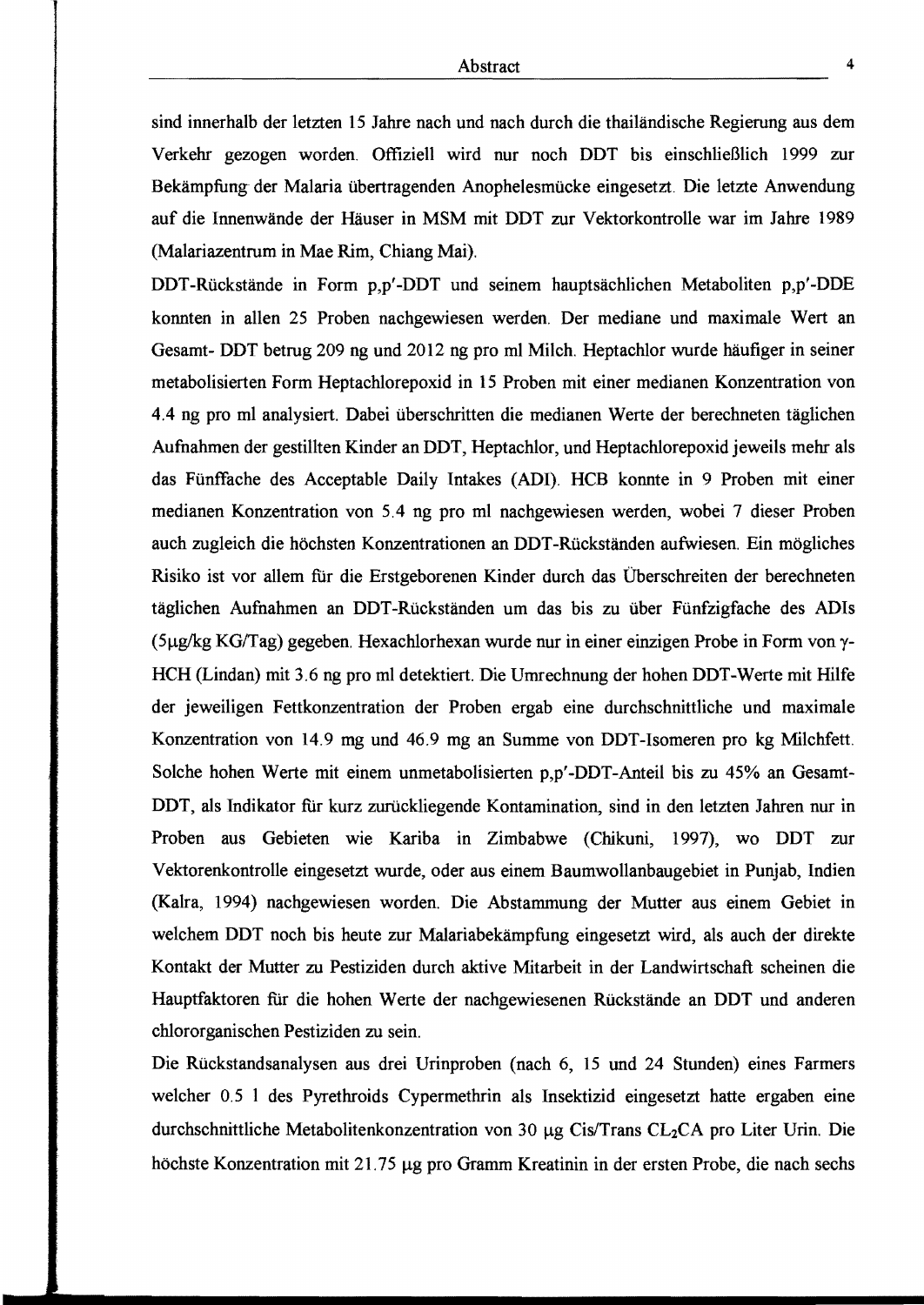sind innerhalb der letzten 15 Jahre nach und nach durch die thailändische Regierung aus dem Verkehr gezogen worden. Offiziell wird nur noch DDT bis einschließlich 1999 zur Bekämpfung der Malaria übertragenden Anophelesmücke eingesetzt. Die letzte Anwendung auf die Innenwände der Häuser in MSM mit DDT zur Vektorkontrolle war im Jahre 1989 (Malariazentrum in Mae Rim, Chiang Mai).

DDT-Rückstände in Form p,p′-DDT und seinem hauptsächlichen Metaboliten p,p′-DDE konnten in allen 25 Proben nachgewiesen werden. Der mediane und maximale Wert an Gesamt- DDT betrug 209 ng und 2012 ng pro ml Milch. Heptachlor wurde häufiger in seiner metabolisierten Form Heptachlorepoxid in 15 Proben mit einer medianen Konzentration von 4.4 ng pro ml analysiert. Dabei überschritten die medianen Werte der berechneten täglichen Aufnahmen der gestillten Kinder an DDT, Heptachlor, und Heptachlorepoxid jeweils mehr als das Fünffache des Acceptable Daily Intakes (ADI). HCB konnte in 9 Proben mit einer medianen Konzentration von 5.4 ng pro ml nachgewiesen werden, wobei 7 dieser Proben auch zugleich die höchsten Konzentrationen an DDT-Rückständen aufwiesen. Ein mögliches Risiko ist vor allem für die Erstgeborenen Kinder durch das Überschreiten der berechneten täglichen Aufnahmen an DDT-Rückständen um das bis zu über Fünfzigfache des ADIs (5µg/kg KG/Tag) gegeben. Hexachlorhexan wurde nur in einer einzigen Probe in Form von γ-HCH (Lindan) mit 3.6 ng pro ml detektiert. Die Umrechnung der hohen DDT-Werte mit Hilfe der jeweiligen Fettkonzentration der Proben ergab eine durchschnittliche und maximale Konzentration von 14.9 mg und 46.9 mg an Summe von DDT-Isomeren pro kg Milchfett. Solche hohen Werte mit einem unmetabolisierten p,p′-DDT-Anteil bis zu 45% an Gesamt-DDT, als Indikator für kurz zurückliegende Kontamination, sind in den letzten Jahren nur in Proben aus Gebieten wie Kariba in Zimbabwe (Chikuni, 1997), wo DDT zur Vektorenkontrolle eingesetzt wurde, oder aus einem Baumwollanbaugebiet in Punjab, Indien (Kalra, 1994) nachgewiesen worden. Die Abstammung der Mutter aus einem Gebiet in welchem DDT noch bis heute zur Malariabekämpfung eingesetzt wird, als auch der direkte Kontakt der Mutter zu Pestiziden durch aktive Mitarbeit in der Landwirtschaft scheinen die Hauptfaktoren für die hohen Werte der nachgewiesenen Rückstände an DDT und anderen chlororganischen Pestiziden zu sein.

Die Rückstandsanalysen aus drei Urinproben (nach 6, 15 und 24 Stunden) eines Farmers welcher 0.5 l des Pyrethroids Cypermethrin als Insektizid eingesetzt hatte ergaben eine durchschnittliche Metabolitenkonzentration von 30 µg Cis/Trans $CL_2CA$ pro Liter Urin. Die höchste Konzentration mit 21.75 µg pro Gramm Kreatinin in der ersten Probe, die nach sechs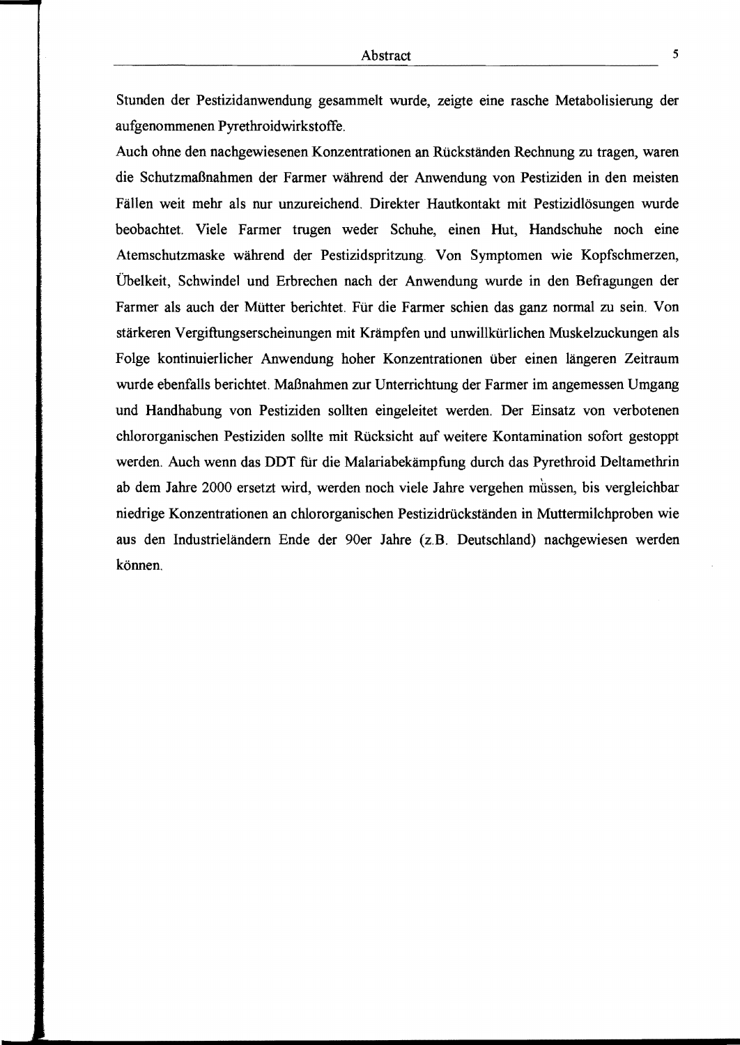Stunden der Pestizidanwendung gesammelt wurde, zeigte eine rasche Metabolisierung der aufgenommenen Pyrethroidwirkstoffe.

Auch ohne den nachgewiesenen Konzentrationen an Rückständen Rechnung zu tragen, waren die Schutzmaßnahmen der Farmer während der Anwendung von Pestiziden in den meisten Fällen weit mehr als nur unzureichend. Direkter Hautkontakt mit Pestizidlösungen wurde beobachtet. Viele Farmer trugen weder Schuhe, einen Hut, Handschuhe noch eine Atemschutzmaske während der Pestizidspritzung. Von Symptomen wie Kopfschmerzen, Übelkeit, Schwindel und Erbrechen nach der Anwendung wurde in den Befragungen der Farmer als auch der Mütter berichtet. Für die Farmer schien das ganz normal zu sein. Von stärkeren Vergiftungserscheinungen mit Krämpfen und unwillkürlichen Muskelzuckungen als Folge kontinuierlicher Anwendung hoher Konzentrationen über einen längeren Zeitraum wurde ebenfalls berichtet. Maßnahmen zur Unterrichtung der Farmer im angemessen Umgang und Handhabung von Pestiziden sollten eingeleitet werden. Der Einsatz von verbotenen chlororganischen Pestiziden sollte mit Rücksicht auf weitere Kontamination sofort gestoppt werden. Auch wenn das DDT für die Malariabekämpfung durch das Pyrethroid Deltamethrin ab dem Jahre 2000 ersetzt wird, werden noch viele Jahre vergehen müssen, bis vergleichbar niedrige Konzentrationen an chlororganischen Pestizidrückständen in Muttermilchproben wie aus den Industrieländern Ende der 90er Jahre (z.B. Deutschland) nachgewiesen werden können.